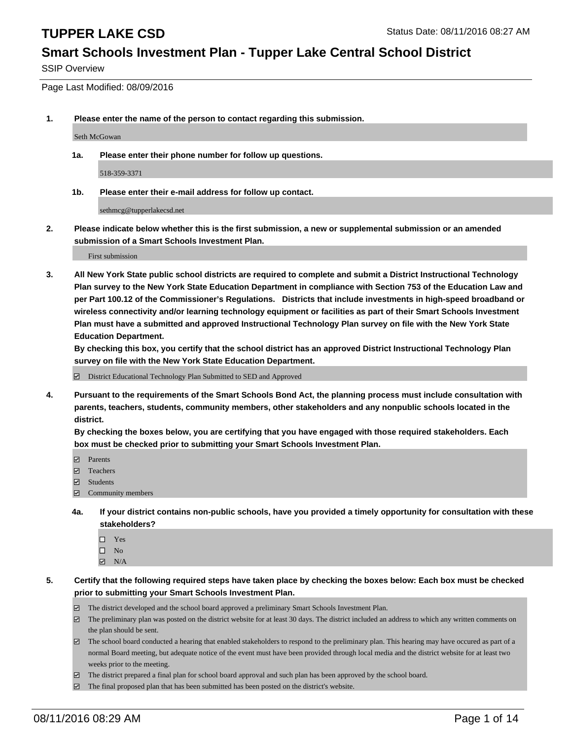# TUPPER LAKE CSD

Status Date: 08/11/2016 08:27 AM

## Smart Schools Investment Plan - Tupper Lake Central School District

SSIP Overview

Page Last Modified: 08/09/2016

**1. Please enter the name of the person to contact regarding this submission.**

Seth McGowan

**1a. Please enter their phone number for follow up questions.**

518-359-3371

**1b. Please enter their e-mail address for follow up contact.**

sethmcg@tupperlakecsd.net

**2. Please indicate below whether this is the first submission, a new or supplemental submission or an amended submission of a Smart Schools Investment Plan.**

First submission

**3. All New York State public school districts are required to complete and submit a District Instructional Technology Plan survey to the New York State Education Department in compliance with Section 753 of the Education Law and per Part 100.12 of the Commissioner's Regulations. Districts that include investments in high-speed broadband or wireless connectivity and/or learning technology equipment or facilities as part of their Smart Schools Investment Plan must have a submitted and approved Instructional Technology Plan survey on file with the New York State Education Department.**

**By checking this box, you certify that the school district has an approved District Instructional Technology Plan survey on file with the New York State Education Department.**

- [x] District Educational Technology Plan Submitted to SED and Approved

**4. Pursuant to the requirements of the Smart Schools Bond Act, the planning process must include consultation with parents, teachers, students, community members, other stakeholders and any nonpublic schools located in the district.**

**By checking the boxes below, you are certifying that you have engaged with those required stakeholders. Each box must be checked prior to submitting your Smart Schools Investment Plan.**

- [x] Parents
- [x] Teachers
- [x] Students
- [x] Community members

**4a. If your district contains non-public schools, have you provided a timely opportunity for consultation with these stakeholders?**

- [ ] Yes
- [ ] No
- [x] N/A

**5. Certify that the following required steps have taken place by checking the boxes below: Each box must be checked prior to submitting your Smart Schools Investment Plan.**

- [x] The district developed and the school board approved a preliminary Smart Schools Investment Plan.
- [x] The preliminary plan was posted on the district website for at least 30 days. The district included an address to which any written comments on the plan should be sent.
- [x] The school board conducted a hearing that enabled stakeholders to respond to the preliminary plan. This hearing may have occured as part of a normal Board meeting, but adequate notice of the event must have been provided through local media and the district website for at least two weeks prior to the meeting.
- [x] The district prepared a final plan for school board approval and such plan has been approved by the school board.
- [x] The final proposed plan that has been submitted has been posted on the district's website.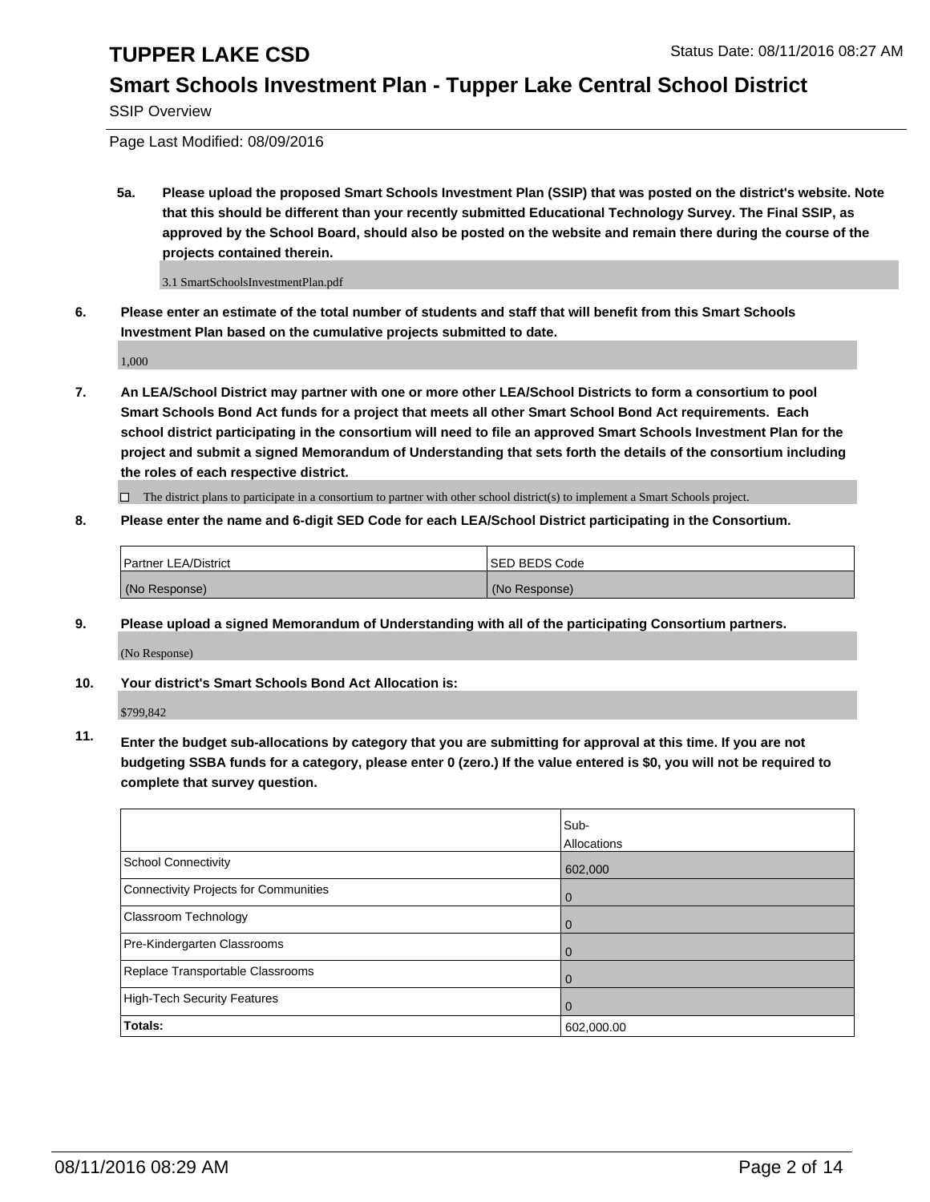# TUPPER LAKE CSD

Status Date: 08/11/2016 08:27 AM

## Smart Schools Investment Plan - Tupper Lake Central School District

SSIP Overview

Page Last Modified: 08/09/2016

**5a. Please upload the proposed Smart Schools Investment Plan (SSIP) that was posted on the district's website. Note that this should be different than your recently submitted Educational Technology Survey. The Final SSIP, as approved by the School Board, should also be posted on the website and remain there during the course of the projects contained therein.**

3.1 SmartSchoolsInvestmentPlan.pdf

**6. Please enter an estimate of the total number of students and staff that will benefit from this Smart Schools Investment Plan based on the cumulative projects submitted to date.**

1,000

**7. An LEA/School District may partner with one or more other LEA/School Districts to form a consortium to pool Smart Schools Bond Act funds for a project that meets all other Smart School Bond Act requirements. Each school district participating in the consortium will need to file an approved Smart Schools Investment Plan for the project and submit a signed Memorandum of Understanding that sets forth the details of the consortium including the roles of each respective district.**

☐ The district plans to participate in a consortium to partner with other school district(s) to implement a Smart Schools project.

**8. Please enter the name and 6-digit SED Code for each LEA/School District participating in the Consortium.**

| Partner LEA/District | SED BEDS Code |
|---|---|
| (No Response) | (No Response) |

**9. Please upload a signed Memorandum of Understanding with all of the participating Consortium partners.**

(No Response)

**10. Your district's Smart Schools Bond Act Allocation is:**

$799,842

**11. Enter the budget sub-allocations by category that you are submitting for approval at this time. If you are not budgeting SSBA funds for a category, please enter 0 (zero.) If the value entered is $0, you will not be required to complete that survey question.**

| | Sub-Allocations |
|---|---|
| School Connectivity | 602,000 |
| Connectivity Projects for Communities | 0 |
| Classroom Technology | 0 |
| Pre-Kindergarten Classrooms | 0 |
| Replace Transportable Classrooms | 0 |
| High-Tech Security Features | 0 |
| **Totals:** | 602,000.00 |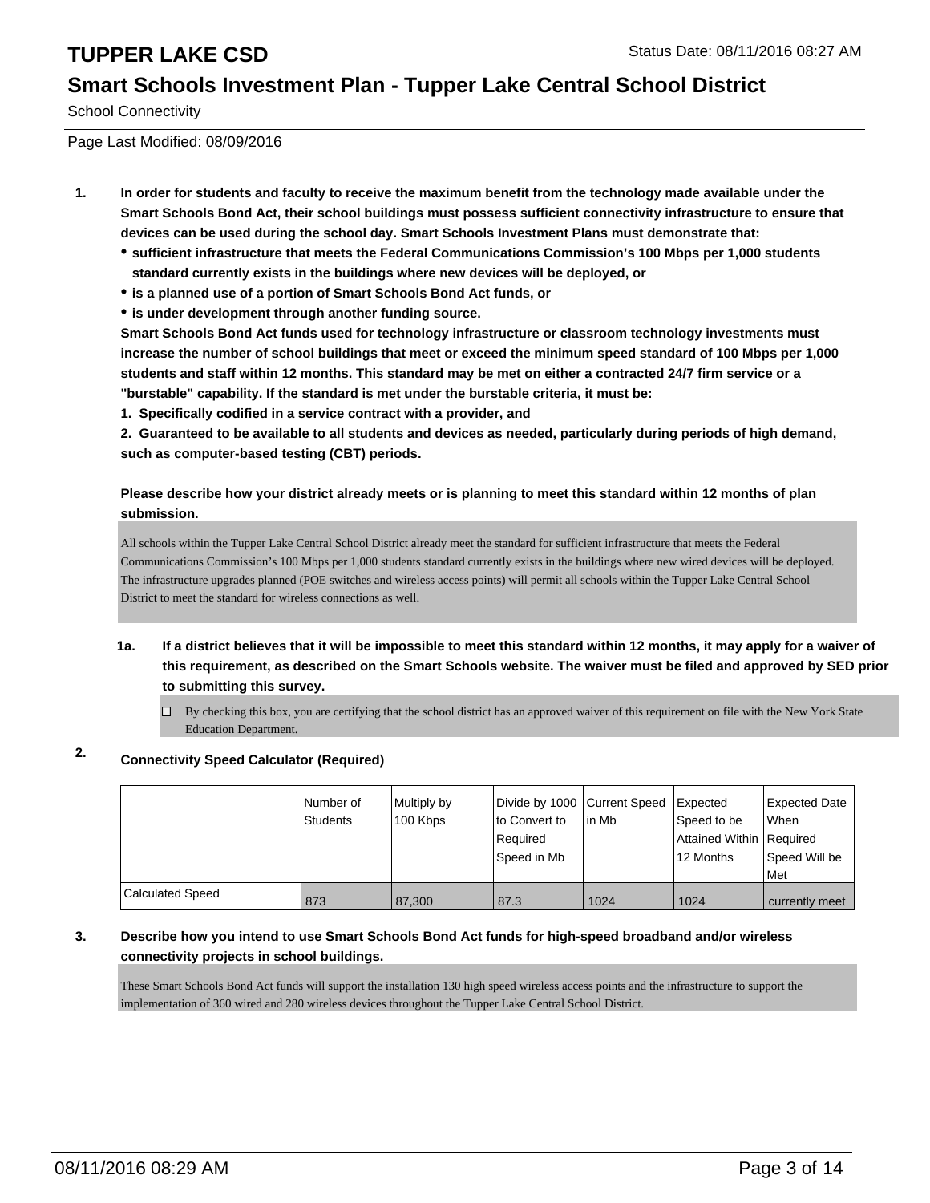# TUPPER LAKE CSD

Status Date: 08/11/2016 08:27 AM

## Smart Schools Investment Plan - Tupper Lake Central School District

School Connectivity

Page Last Modified: 08/09/2016

**1. In order for students and faculty to receive the maximum benefit from the technology made available under the Smart Schools Bond Act, their school buildings must possess sufficient connectivity infrastructure to ensure that devices can be used during the school day. Smart Schools Investment Plans must demonstrate that:**

- **sufficient infrastructure that meets the Federal Communications Commission's 100 Mbps per 1,000 students standard currently exists in the buildings where new devices will be deployed, or**
- **is a planned use of a portion of Smart Schools Bond Act funds, or**
- **is under development through another funding source.**

**Smart Schools Bond Act funds used for technology infrastructure or classroom technology investments must increase the number of school buildings that meet or exceed the minimum speed standard of 100 Mbps per 1,000 students and staff within 12 months. This standard may be met on either a contracted 24/7 firm service or a "burstable" capability. If the standard is met under the burstable criteria, it must be:**

**1. Specifically codified in a service contract with a provider, and**

**2. Guaranteed to be available to all students and devices as needed, particularly during periods of high demand, such as computer-based testing (CBT) periods.**

**Please describe how your district already meets or is planning to meet this standard within 12 months of plan submission.**

All schools within the Tupper Lake Central School District already meet the standard for sufficient infrastructure that meets the Federal Communications Commission's 100 Mbps per 1,000 students standard currently exists in the buildings where new wired devices will be deployed. The infrastructure upgrades planned (POE switches and wireless access points) will permit all schools within the Tupper Lake Central School District to meet the standard for wireless connections as well.

**1a. If a district believes that it will be impossible to meet this standard within 12 months, it may apply for a waiver of this requirement, as described on the Smart Schools website. The waiver must be filed and approved by SED prior to submitting this survey.**

☐ By checking this box, you are certifying that the school district has an approved waiver of this requirement on file with the New York State Education Department.

**2. Connectivity Speed Calculator (Required)**

| | Number of Students | Multiply by 100 Kbps | Divide by 1000 to Convert to Required Speed in Mb | Current Speed in Mb | Expected Speed to be Attained Within 12 Months | Expected Date When Required Speed Will be Met |
|---|---|---|---|---|---|---|
| Calculated Speed | 873 | 87,300 | 87.3 | 1024 | 1024 | currently meet |

**3. Describe how you intend to use Smart Schools Bond Act funds for high-speed broadband and/or wireless connectivity projects in school buildings.**

These Smart Schools Bond Act funds will support the installation 130 high speed wireless access points and the infrastructure to support the implementation of 360 wired and 280 wireless devices throughout the Tupper Lake Central School District.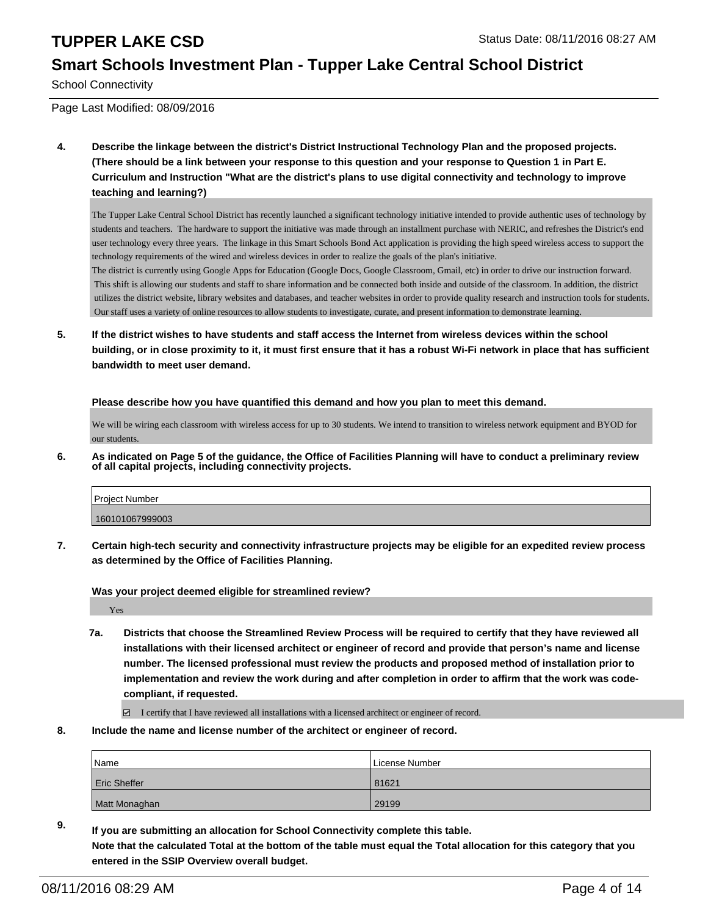# TUPPER LAKE CSD

## Smart Schools Investment Plan - Tupper Lake Central School District

School Connectivity

Page Last Modified: 08/09/2016

**4. Describe the linkage between the district's District Instructional Technology Plan and the proposed projects. (There should be a link between your response to this question and your response to Question 1 in Part E. Curriculum and Instruction "What are the district's plans to use digital connectivity and technology to improve teaching and learning?)**

The Tupper Lake Central School District has recently launched a significant technology initiative intended to provide authentic uses of technology by students and teachers. The hardware to support the initiative was made through an installment purchase with NERIC, and refreshes the District's end user technology every three years. The linkage in this Smart Schools Bond Act application is providing the high speed wireless access to support the technology requirements of the wired and wireless devices in order to realize the goals of the plan's initiative.
The district is currently using Google Apps for Education (Google Docs, Google Classroom, Gmail, etc) in order to drive our instruction forward. This shift is allowing our students and staff to share information and be connected both inside and outside of the classroom. In addition, the district utilizes the district website, library websites and databases, and teacher websites in order to provide quality research and instruction tools for students. Our staff uses a variety of online resources to allow students to investigate, curate, and present information to demonstrate learning.

**5. If the district wishes to have students and staff access the Internet from wireless devices within the school building, or in close proximity to it, it must first ensure that it has a robust Wi-Fi network in place that has sufficient bandwidth to meet user demand.**

**Please describe how you have quantified this demand and how you plan to meet this demand.**

We will be wiring each classroom with wireless access for up to 30 students. We intend to transition to wireless network equipment and BYOD for our students.

**6. As indicated on Page 5 of the guidance, the Office of Facilities Planning will have to conduct a preliminary review of all capital projects, including connectivity projects.**

| Project Number |
|---|
| 160101067999003 |

**7. Certain high-tech security and connectivity infrastructure projects may be eligible for an expedited review process as determined by the Office of Facilities Planning.**

**Was your project deemed eligible for streamlined review?**

Yes

**7a. Districts that choose the Streamlined Review Process will be required to certify that they have reviewed all installations with their licensed architect or engineer of record and provide that person's name and license number. The licensed professional must review the products and proposed method of installation prior to implementation and review the work during and after completion in order to affirm that the work was code-compliant, if requested.**

☑ I certify that I have reviewed all installations with a licensed architect or engineer of record.

**8. Include the name and license number of the architect or engineer of record.**

| Name | License Number |
|---|---|
| Eric Sheffer | 81621 |
| Matt Monaghan | 29199 |

**9. If you are submitting an allocation for School Connectivity complete this table. Note that the calculated Total at the bottom of the table must equal the Total allocation for this category that you entered in the SSIP Overview overall budget.**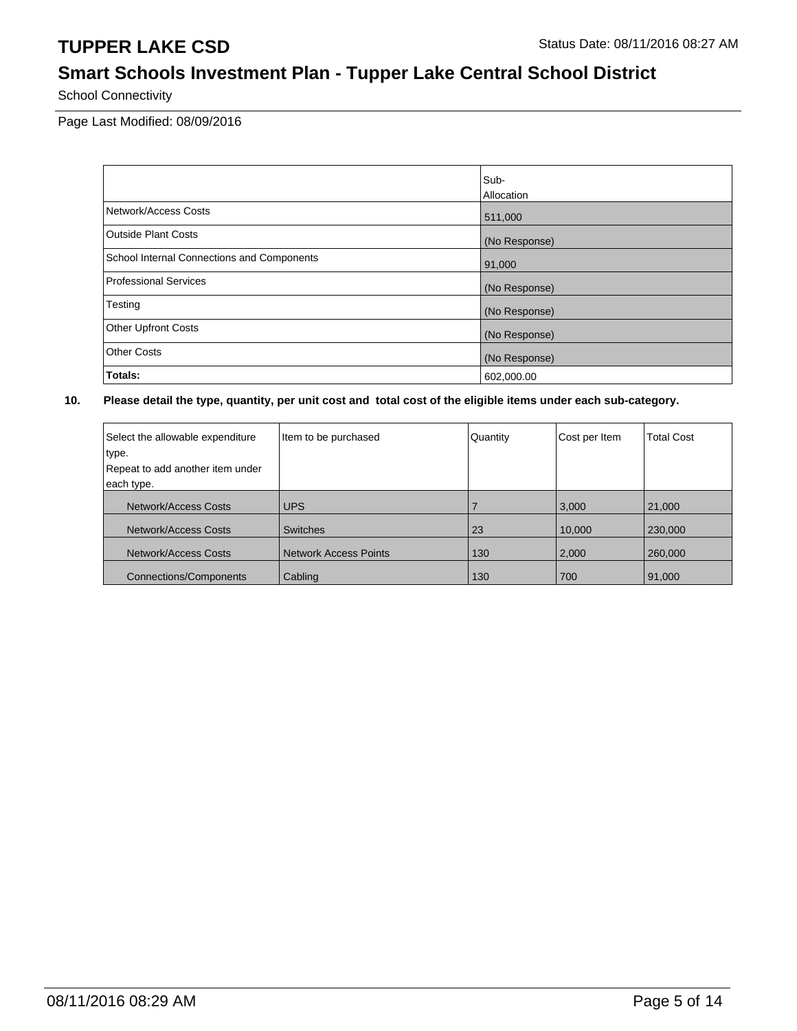# TUPPER LAKE CSD

Status Date: 08/11/2016 08:27 AM

## Smart Schools Investment Plan - Tupper Lake Central School District

School Connectivity

Page Last Modified: 08/09/2016

| | Sub-Allocation |
|---|---|
| Network/Access Costs | 511,000 |
| Outside Plant Costs | (No Response) |
| School Internal Connections and Components | 91,000 |
| Professional Services | (No Response) |
| Testing | (No Response) |
| Other Upfront Costs | (No Response) |
| Other Costs | (No Response) |
| **Totals:** | 602,000.00 |

**10. Please detail the type, quantity, per unit cost and total cost of the eligible items under each sub-category.**

| Select the allowable expenditure type. Repeat to add another item under each type. | Item to be purchased | Quantity | Cost per Item | Total Cost |
|---|---|---|---|---|
| Network/Access Costs | UPS | 7 | 3,000 | 21,000 |
| Network/Access Costs | Switches | 23 | 10,000 | 230,000 |
| Network/Access Costs | Network Access Points | 130 | 2,000 | 260,000 |
| Connections/Components | Cabling | 130 | 700 | 91,000 |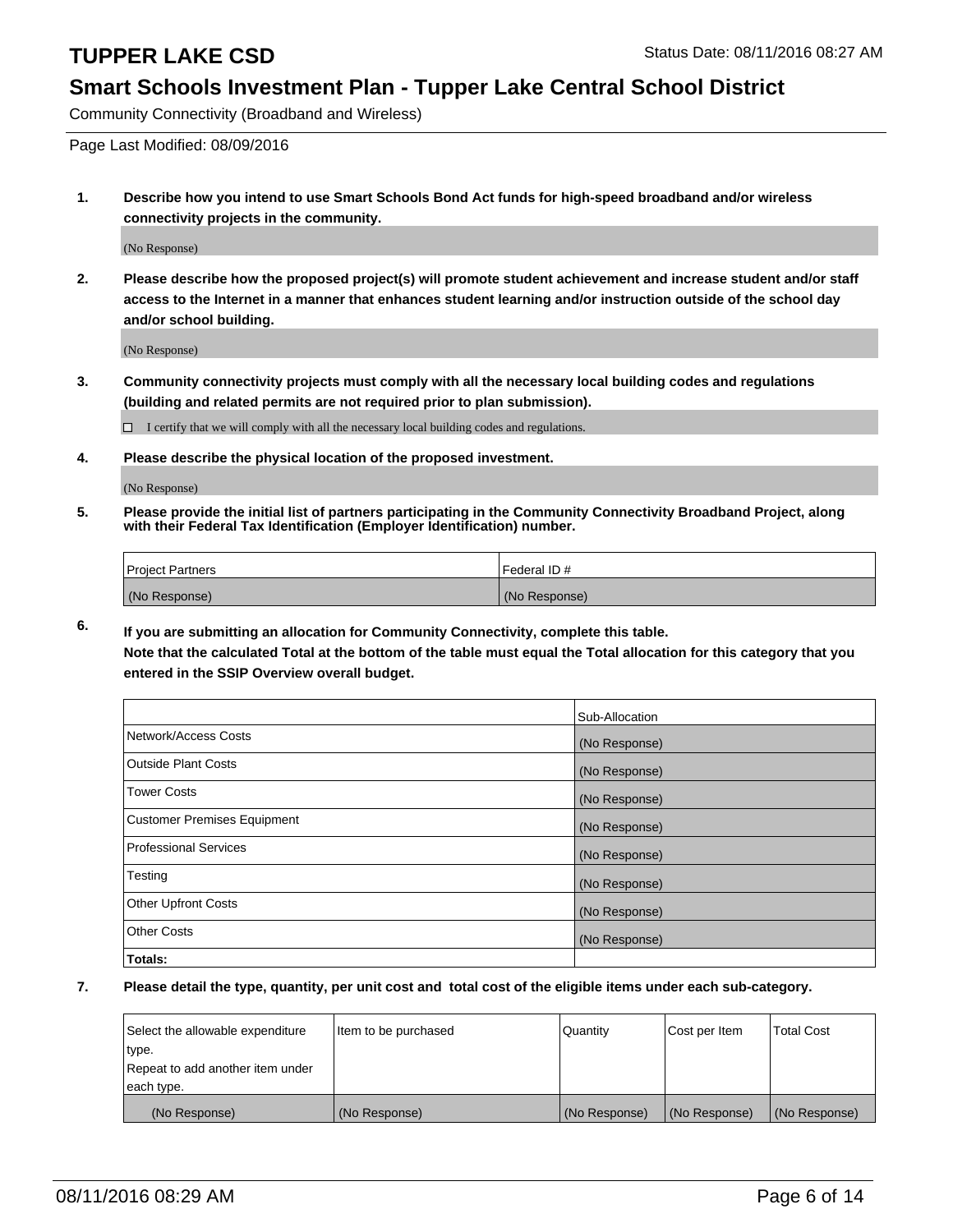# TUPPER LAKE CSD

Status Date: 08/11/2016 08:27 AM

## Smart Schools Investment Plan - Tupper Lake Central School District

Community Connectivity (Broadband and Wireless)

Page Last Modified: 08/09/2016

**1. Describe how you intend to use Smart Schools Bond Act funds for high-speed broadband and/or wireless connectivity projects in the community.**

(No Response)

**2. Please describe how the proposed project(s) will promote student achievement and increase student and/or staff access to the Internet in a manner that enhances student learning and/or instruction outside of the school day and/or school building.**

(No Response)

**3. Community connectivity projects must comply with all the necessary local building codes and regulations (building and related permits are not required prior to plan submission).**

☐ I certify that we will comply with all the necessary local building codes and regulations.

**4. Please describe the physical location of the proposed investment.**

(No Response)

**5. Please provide the initial list of partners participating in the Community Connectivity Broadband Project, along with their Federal Tax Identification (Employer Identification) number.**

| Project Partners | Federal ID # |
|---|---|
| (No Response) | (No Response) |

**6. If you are submitting an allocation for Community Connectivity, complete this table.**
**Note that the calculated Total at the bottom of the table must equal the Total allocation for this category that you entered in the SSIP Overview overall budget.**

| | Sub-Allocation |
|---|---|
| Network/Access Costs | (No Response) |
| Outside Plant Costs | (No Response) |
| Tower Costs | (No Response) |
| Customer Premises Equipment | (No Response) |
| Professional Services | (No Response) |
| Testing | (No Response) |
| Other Upfront Costs | (No Response) |
| Other Costs | (No Response) |
| **Totals:** | |

**7. Please detail the type, quantity, per unit cost and total cost of the eligible items under each sub-category.**

| Select the allowable expenditure type. Repeat to add another item under each type. | Item to be purchased | Quantity | Cost per Item | Total Cost |
|---|---|---|---|---|
| (No Response) | (No Response) | (No Response) | (No Response) | (No Response) |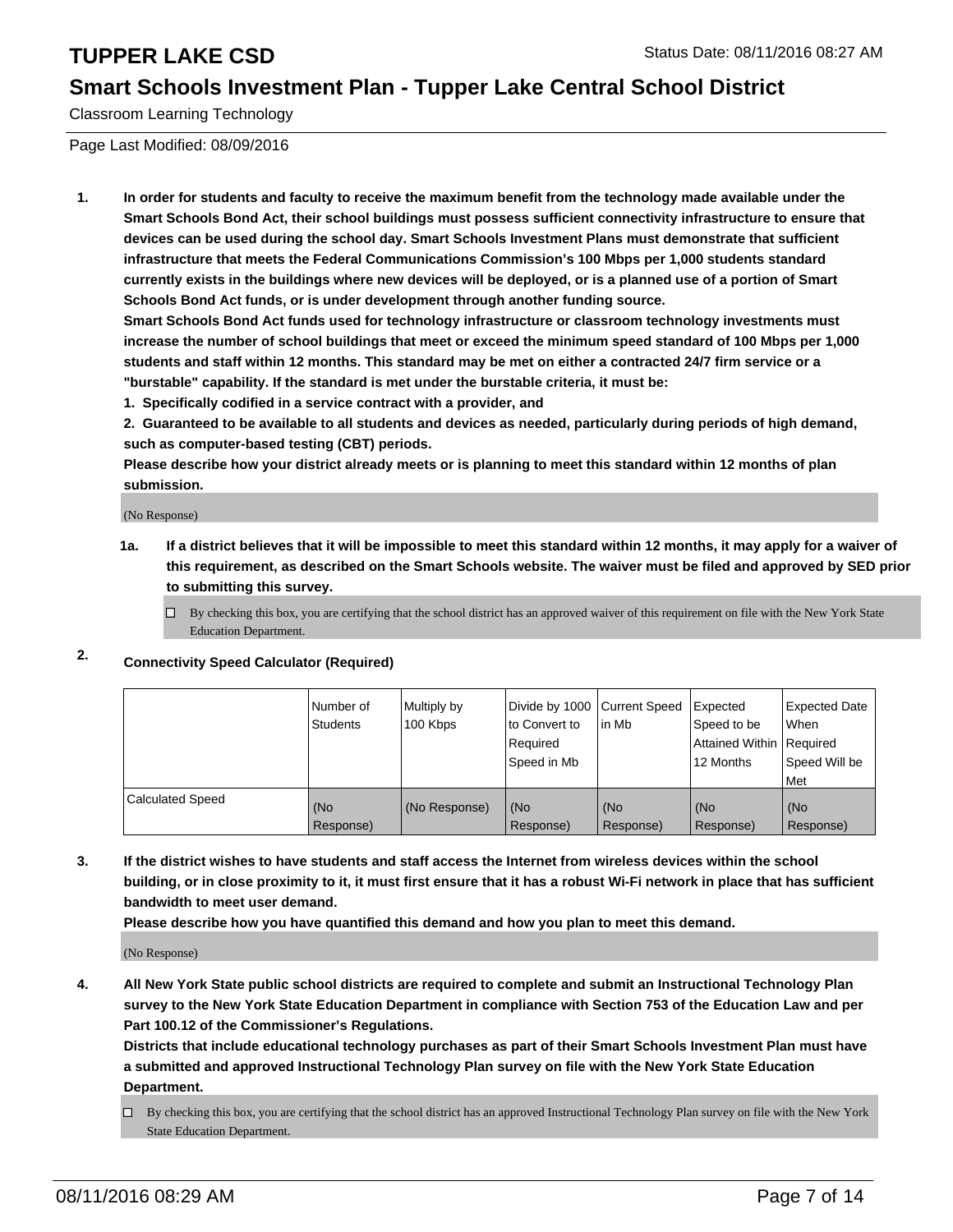# Smart Schools Investment Plan - Tupper Lake Central School District

Classroom Learning Technology

Page Last Modified: 08/09/2016

**1. In order for students and faculty to receive the maximum benefit from the technology made available under the Smart Schools Bond Act, their school buildings must possess sufficient connectivity infrastructure to ensure that devices can be used during the school day. Smart Schools Investment Plans must demonstrate that sufficient infrastructure that meets the Federal Communications Commission's 100 Mbps per 1,000 students standard currently exists in the buildings where new devices will be deployed, or is a planned use of a portion of Smart Schools Bond Act funds, or is under development through another funding source.**

**Smart Schools Bond Act funds used for technology infrastructure or classroom technology investments must increase the number of school buildings that meet or exceed the minimum speed standard of 100 Mbps per 1,000 students and staff within 12 months. This standard may be met on either a contracted 24/7 firm service or a "burstable" capability. If the standard is met under the burstable criteria, it must be:**

**1. Specifically codified in a service contract with a provider, and**

**2. Guaranteed to be available to all students and devices as needed, particularly during periods of high demand, such as computer-based testing (CBT) periods.**

**Please describe how your district already meets or is planning to meet this standard within 12 months of plan submission.**

(No Response)

**1a. If a district believes that it will be impossible to meet this standard within 12 months, it may apply for a waiver of this requirement, as described on the Smart Schools website. The waiver must be filed and approved by SED prior to submitting this survey.**

☐ By checking this box, you are certifying that the school district has an approved waiver of this requirement on file with the New York State Education Department.

**2. Connectivity Speed Calculator (Required)**

| | Number of Students | Multiply by 100 Kbps | Divide by 1000 to Convert to Required Speed in Mb | Current Speed in Mb | Expected Speed to be Attained Within 12 Months | Expected Date When Required Speed Will be Met |
|---|---|---|---|---|---|---|
| Calculated Speed | (No Response) | (No Response) | (No Response) | (No Response) | (No Response) | (No Response) |

**3. If the district wishes to have students and staff access the Internet from wireless devices within the school building, or in close proximity to it, it must first ensure that it has a robust Wi-Fi network in place that has sufficient bandwidth to meet user demand.**

**Please describe how you have quantified this demand and how you plan to meet this demand.**

(No Response)

**4. All New York State public school districts are required to complete and submit an Instructional Technology Plan survey to the New York State Education Department in compliance with Section 753 of the Education Law and per Part 100.12 of the Commissioner's Regulations.**

**Districts that include educational technology purchases as part of their Smart Schools Investment Plan must have a submitted and approved Instructional Technology Plan survey on file with the New York State Education Department.**

☐ By checking this box, you are certifying that the school district has an approved Instructional Technology Plan survey on file with the New York State Education Department.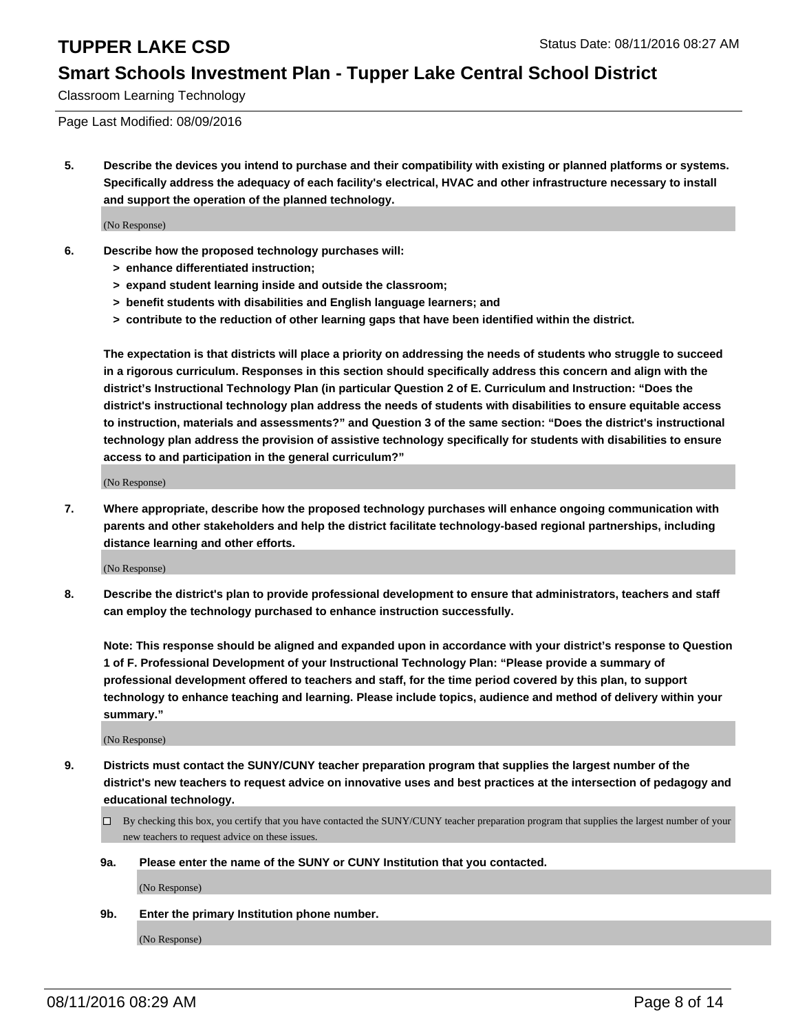# TUPPER LAKE CSD

## Smart Schools Investment Plan - Tupper Lake Central School District

Classroom Learning Technology

Page Last Modified: 08/09/2016

**5. Describe the devices you intend to purchase and their compatibility with existing or planned platforms or systems. Specifically address the adequacy of each facility's electrical, HVAC and other infrastructure necessary to install and support the operation of the planned technology.**

(No Response)

**6. Describe how the proposed technology purchases will:**

**> enhance differentiated instruction;**

**> expand student learning inside and outside the classroom;**

**> benefit students with disabilities and English language learners; and**

**> contribute to the reduction of other learning gaps that have been identified within the district.**

**The expectation is that districts will place a priority on addressing the needs of students who struggle to succeed in a rigorous curriculum. Responses in this section should specifically address this concern and align with the district's Instructional Technology Plan (in particular Question 2 of E. Curriculum and Instruction: "Does the district's instructional technology plan address the needs of students with disabilities to ensure equitable access to instruction, materials and assessments?" and Question 3 of the same section: "Does the district's instructional technology plan address the provision of assistive technology specifically for students with disabilities to ensure access to and participation in the general curriculum?"**

(No Response)

**7. Where appropriate, describe how the proposed technology purchases will enhance ongoing communication with parents and other stakeholders and help the district facilitate technology-based regional partnerships, including distance learning and other efforts.**

(No Response)

**8. Describe the district's plan to provide professional development to ensure that administrators, teachers and staff can employ the technology purchased to enhance instruction successfully.**

**Note: This response should be aligned and expanded upon in accordance with your district's response to Question 1 of F. Professional Development of your Instructional Technology Plan: "Please provide a summary of professional development offered to teachers and staff, for the time period covered by this plan, to support technology to enhance teaching and learning. Please include topics, audience and method of delivery within your summary."**

(No Response)

**9. Districts must contact the SUNY/CUNY teacher preparation program that supplies the largest number of the district's new teachers to request advice on innovative uses and best practices at the intersection of pedagogy and educational technology.**

☐ By checking this box, you certify that you have contacted the SUNY/CUNY teacher preparation program that supplies the largest number of your new teachers to request advice on these issues.

**9a. Please enter the name of the SUNY or CUNY Institution that you contacted.**

(No Response)

**9b. Enter the primary Institution phone number.**

(No Response)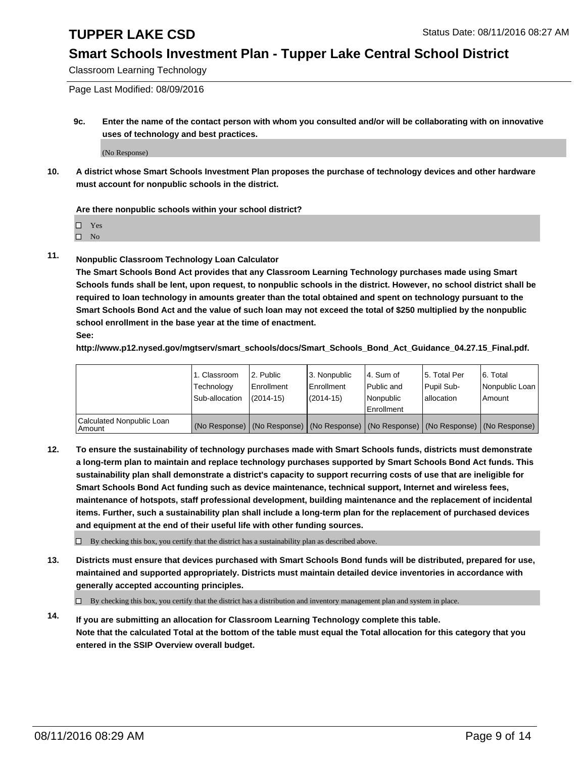## TUPPER LAKE CSD

## Smart Schools Investment Plan - Tupper Lake Central School District

Classroom Learning Technology

Page Last Modified: 08/09/2016

**9c. Enter the name of the contact person with whom you consulted and/or will be collaborating with on innovative uses of technology and best practices.**

(No Response)

**10. A district whose Smart Schools Investment Plan proposes the purchase of technology devices and other hardware must account for nonpublic schools in the district.**

**Are there nonpublic schools within your school district?**

☐ Yes
☐ No

**11. Nonpublic Classroom Technology Loan Calculator**

**The Smart Schools Bond Act provides that any Classroom Learning Technology purchases made using Smart Schools funds shall be lent, upon request, to nonpublic schools in the district. However, no school district shall be required to loan technology in amounts greater than the total obtained and spent on technology pursuant to the Smart Schools Bond Act and the value of such loan may not exceed the total of $250 multiplied by the nonpublic school enrollment in the base year at the time of enactment.**

**See:**

**http://www.p12.nysed.gov/mgtserv/smart_schools/docs/Smart_Schools_Bond_Act_Guidance_04.27.15_Final.pdf.**

| | 1. Classroom Technology Sub-allocation | 2. Public Enrollment (2014-15) | 3. Nonpublic Enrollment (2014-15) | 4. Sum of Public and Nonpublic Enrollment | 5. Total Per Pupil Sub-allocation | 6. Total Nonpublic Loan Amount |
|---|---|---|---|---|---|---|
| Calculated Nonpublic Loan Amount | (No Response) | (No Response) | (No Response) | (No Response) | (No Response) | (No Response) |

**12. To ensure the sustainability of technology purchases made with Smart Schools funds, districts must demonstrate a long-term plan to maintain and replace technology purchases supported by Smart Schools Bond Act funds. This sustainability plan shall demonstrate a district's capacity to support recurring costs of use that are ineligible for Smart Schools Bond Act funding such as device maintenance, technical support, Internet and wireless fees, maintenance of hotspots, staff professional development, building maintenance and the replacement of incidental items. Further, such a sustainability plan shall include a long-term plan for the replacement of purchased devices and equipment at the end of their useful life with other funding sources.**

☐ By checking this box, you certify that the district has a sustainability plan as described above.

**13. Districts must ensure that devices purchased with Smart Schools Bond funds will be distributed, prepared for use, maintained and supported appropriately. Districts must maintain detailed device inventories in accordance with generally accepted accounting principles.**

☐ By checking this box, you certify that the district has a distribution and inventory management plan and system in place.

**14. If you are submitting an allocation for Classroom Learning Technology complete this table.**
**Note that the calculated Total at the bottom of the table must equal the Total allocation for this category that you entered in the SSIP Overview overall budget.**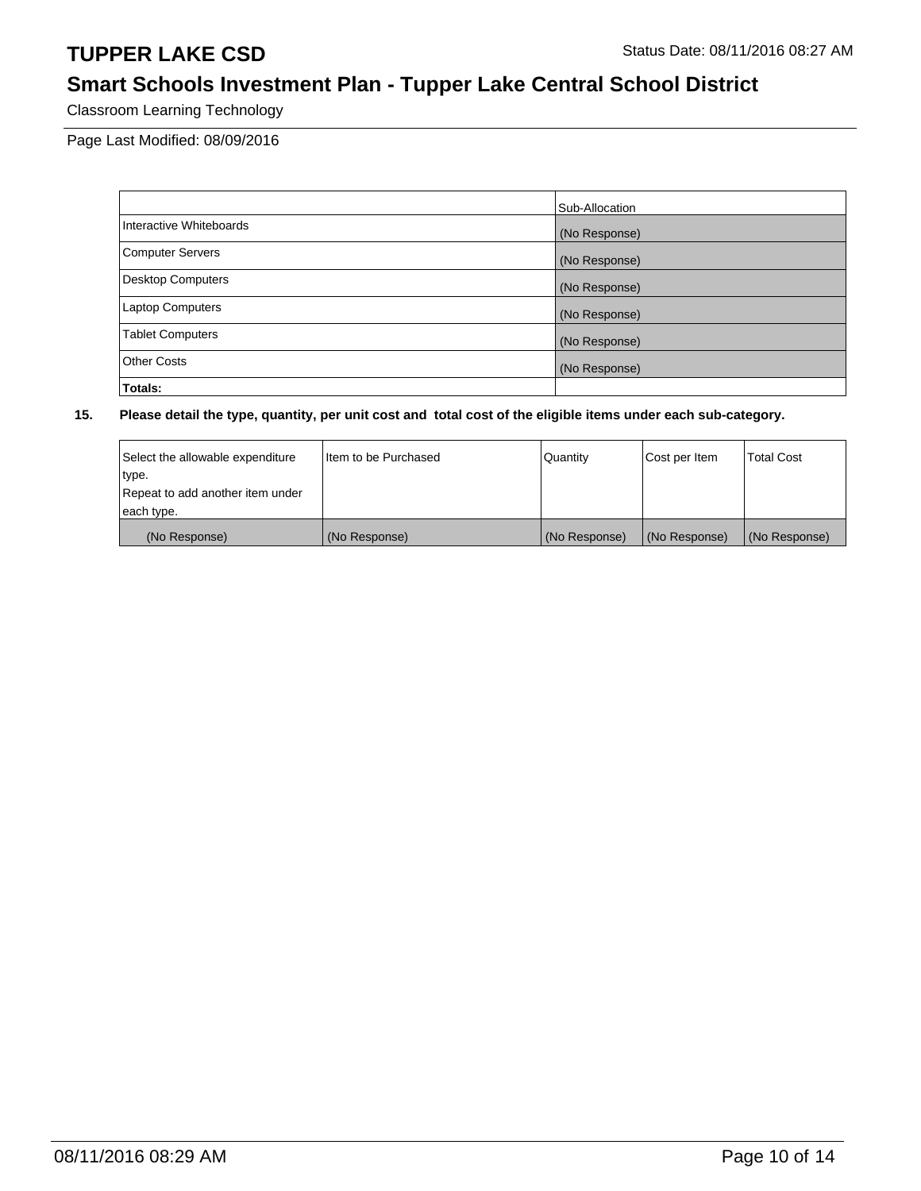Classroom Learning Technology

Page Last Modified: 08/09/2016

| | Sub-Allocation |
|---|---|
| Interactive Whiteboards | (No Response) |
| Computer Servers | (No Response) |
| Desktop Computers | (No Response) |
| Laptop Computers | (No Response) |
| Tablet Computers | (No Response) |
| Other Costs | (No Response) |
| **Totals:** | |

**15. Please detail the type, quantity, per unit cost and total cost of the eligible items under each sub-category.**

| Select the allowable expenditure type. Repeat to add another item under each type. | Item to be Purchased | Quantity | Cost per Item | Total Cost |
|---|---|---|---|---|
| (No Response) | (No Response) | (No Response) | (No Response) | (No Response) |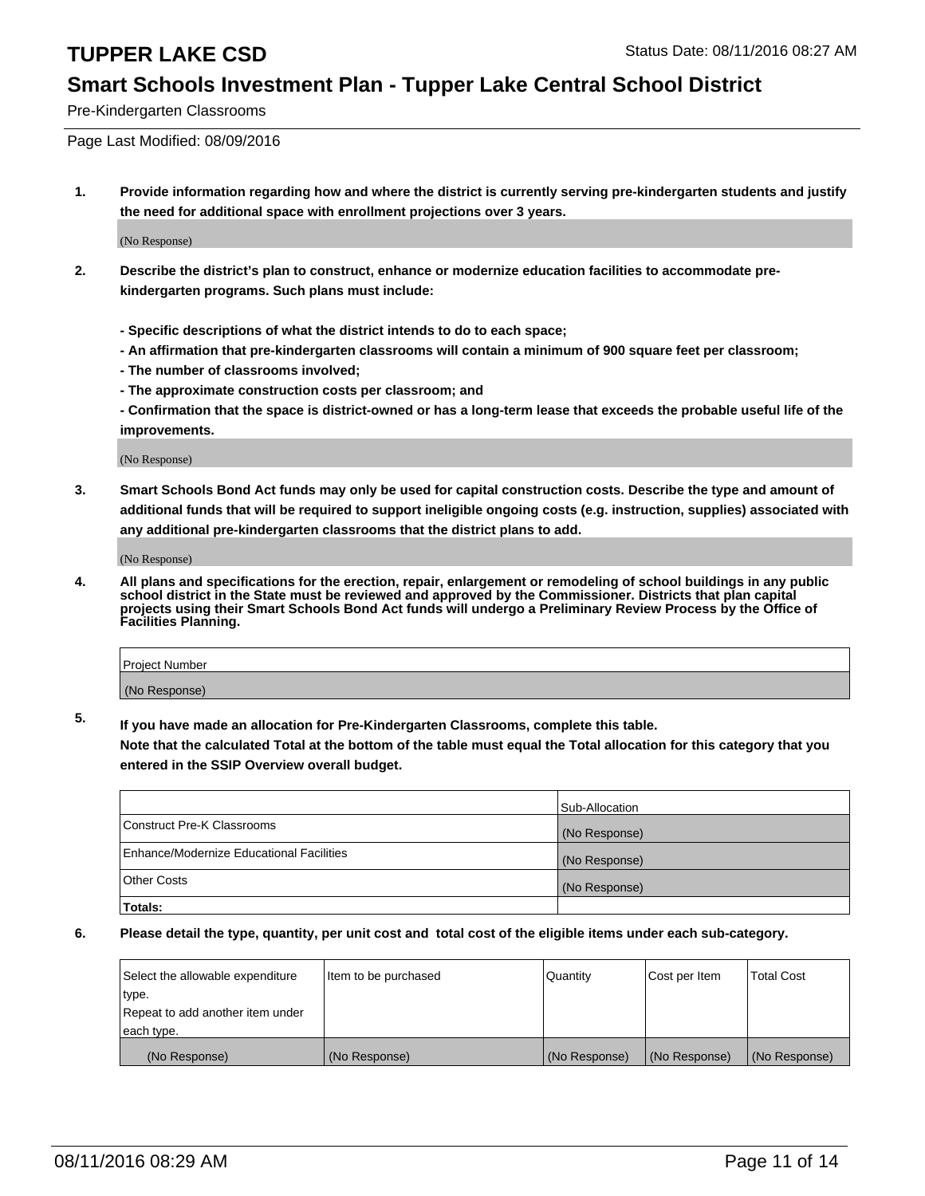# TUPPER LAKE CSD

Status Date: 08/11/2016 08:27 AM

## Smart Schools Investment Plan - Tupper Lake Central School District

Pre-Kindergarten Classrooms

Page Last Modified: 08/09/2016

1. **Provide information regarding how and where the district is currently serving pre-kindergarten students and justify the need for additional space with enrollment projections over 3 years.**

(No Response)

2. **Describe the district's plan to construct, enhance or modernize education facilities to accommodate pre-kindergarten programs. Such plans must include:**

**- Specific descriptions of what the district intends to do to each space;**
**- An affirmation that pre-kindergarten classrooms will contain a minimum of 900 square feet per classroom;**
**- The number of classrooms involved;**
**- The approximate construction costs per classroom; and**
**- Confirmation that the space is district-owned or has a long-term lease that exceeds the probable useful life of the improvements.**

(No Response)

3. **Smart Schools Bond Act funds may only be used for capital construction costs. Describe the type and amount of additional funds that will be required to support ineligible ongoing costs (e.g. instruction, supplies) associated with any additional pre-kindergarten classrooms that the district plans to add.**

(No Response)

4. **All plans and specifications for the erection, repair, enlargement or remodeling of school buildings in any public school district in the State must be reviewed and approved by the Commissioner. Districts that plan capital projects using their Smart Schools Bond Act funds will undergo a Preliminary Review Process by the Office of Facilities Planning.**

| Project Number |
|---|
| (No Response) |

5. **If you have made an allocation for Pre-Kindergarten Classrooms, complete this table.**
**Note that the calculated Total at the bottom of the table must equal the Total allocation for this category that you entered in the SSIP Overview overall budget.**

| | Sub-Allocation |
|---|---|
| Construct Pre-K Classrooms | (No Response) |
| Enhance/Modernize Educational Facilities | (No Response) |
| Other Costs | (No Response) |
| **Totals:** | |

6. **Please detail the type, quantity, per unit cost and total cost of the eligible items under each sub-category.**

| Select the allowable expenditure type. Repeat to add another item under each type. | Item to be purchased | Quantity | Cost per Item | Total Cost |
|---|---|---|---|---|
| (No Response) | (No Response) | (No Response) | (No Response) | (No Response) |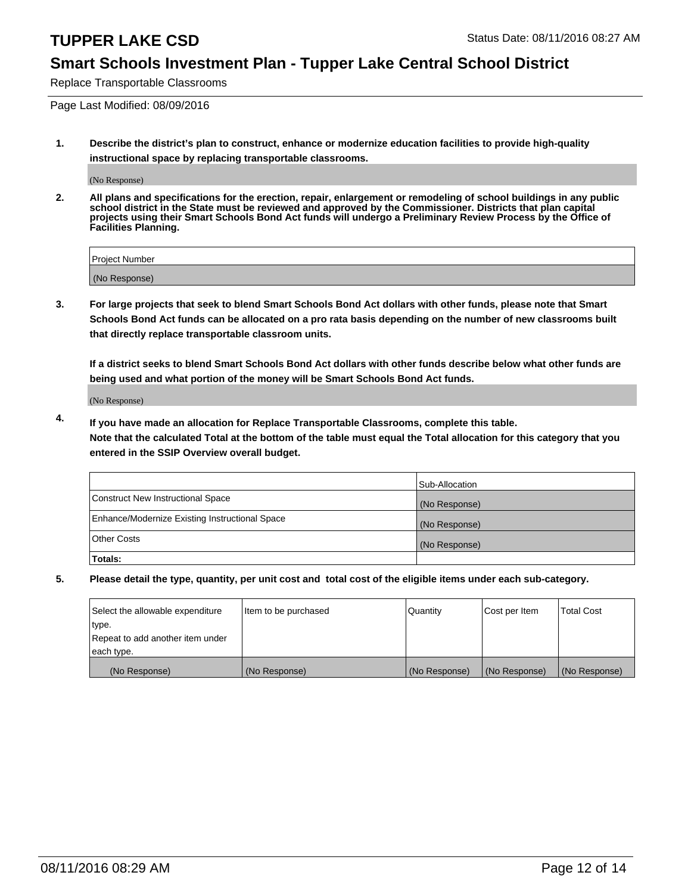# TUPPER LAKE CSD

Status Date: 08/11/2016 08:27 AM

## Smart Schools Investment Plan - Tupper Lake Central School District

Replace Transportable Classrooms

Page Last Modified: 08/09/2016

**1. Describe the district's plan to construct, enhance or modernize education facilities to provide high-quality instructional space by replacing transportable classrooms.**

(No Response)

**2. All plans and specifications for the erection, repair, enlargement or remodeling of school buildings in any public school district in the State must be reviewed and approved by the Commissioner. Districts that plan capital projects using their Smart Schools Bond Act funds will undergo a Preliminary Review Process by the Office of Facilities Planning.**

| Project Number |
|---|
| (No Response) |

**3. For large projects that seek to blend Smart Schools Bond Act dollars with other funds, please note that Smart Schools Bond Act funds can be allocated on a pro rata basis depending on the number of new classrooms built that directly replace transportable classroom units.**

**If a district seeks to blend Smart Schools Bond Act dollars with other funds describe below what other funds are being used and what portion of the money will be Smart Schools Bond Act funds.**

(No Response)

**4. If you have made an allocation for Replace Transportable Classrooms, complete this table. Note that the calculated Total at the bottom of the table must equal the Total allocation for this category that you entered in the SSIP Overview overall budget.**

| | Sub-Allocation |
|---|---|
| Construct New Instructional Space | (No Response) |
| Enhance/Modernize Existing Instructional Space | (No Response) |
| Other Costs | (No Response) |
| **Totals:** | |

**5. Please detail the type, quantity, per unit cost and total cost of the eligible items under each sub-category.**

| Select the allowable expenditure type. Repeat to add another item under each type. | Item to be purchased | Quantity | Cost per Item | Total Cost |
|---|---|---|---|---|
| (No Response) | (No Response) | (No Response) | (No Response) | (No Response) |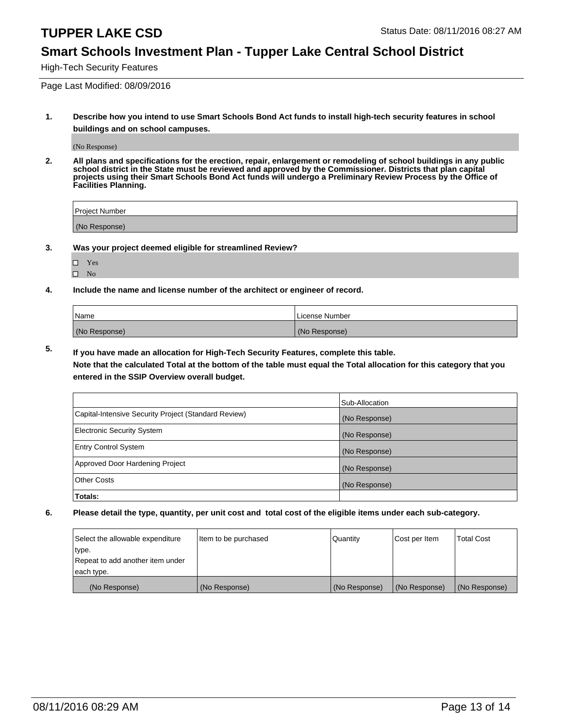## High-Tech Security Features

Page Last Modified: 08/09/2016

**1. Describe how you intend to use Smart Schools Bond Act funds to install high-tech security features in school buildings and on school campuses.**

(No Response)

**2. All plans and specifications for the erection, repair, enlargement or remodeling of school buildings in any public school district in the State must be reviewed and approved by the Commissioner. Districts that plan capital projects using their Smart Schools Bond Act funds will undergo a Preliminary Review Process by the Office of Facilities Planning.**

| Project Number |
|---|
| (No Response) |

**3. Was your project deemed eligible for streamlined Review?**

- ☐ Yes
- ☐ No

**4. Include the name and license number of the architect or engineer of record.**

| Name | License Number |
|---|---|
| (No Response) | (No Response) |

**5. If you have made an allocation for High-Tech Security Features, complete this table.**
**Note that the calculated Total at the bottom of the table must equal the Total allocation for this category that you entered in the SSIP Overview overall budget.**

| | Sub-Allocation |
|---|---|
| Capital-Intensive Security Project (Standard Review) | (No Response) |
| Electronic Security System | (No Response) |
| Entry Control System | (No Response) |
| Approved Door Hardening Project | (No Response) |
| Other Costs | (No Response) |
| **Totals:** | |

**6. Please detail the type, quantity, per unit cost and total cost of the eligible items under each sub-category.**

| Select the allowable expenditure type. Repeat to add another item under each type. | Item to be purchased | Quantity | Cost per Item | Total Cost |
|---|---|---|---|---|
| (No Response) | (No Response) | (No Response) | (No Response) | (No Response) |